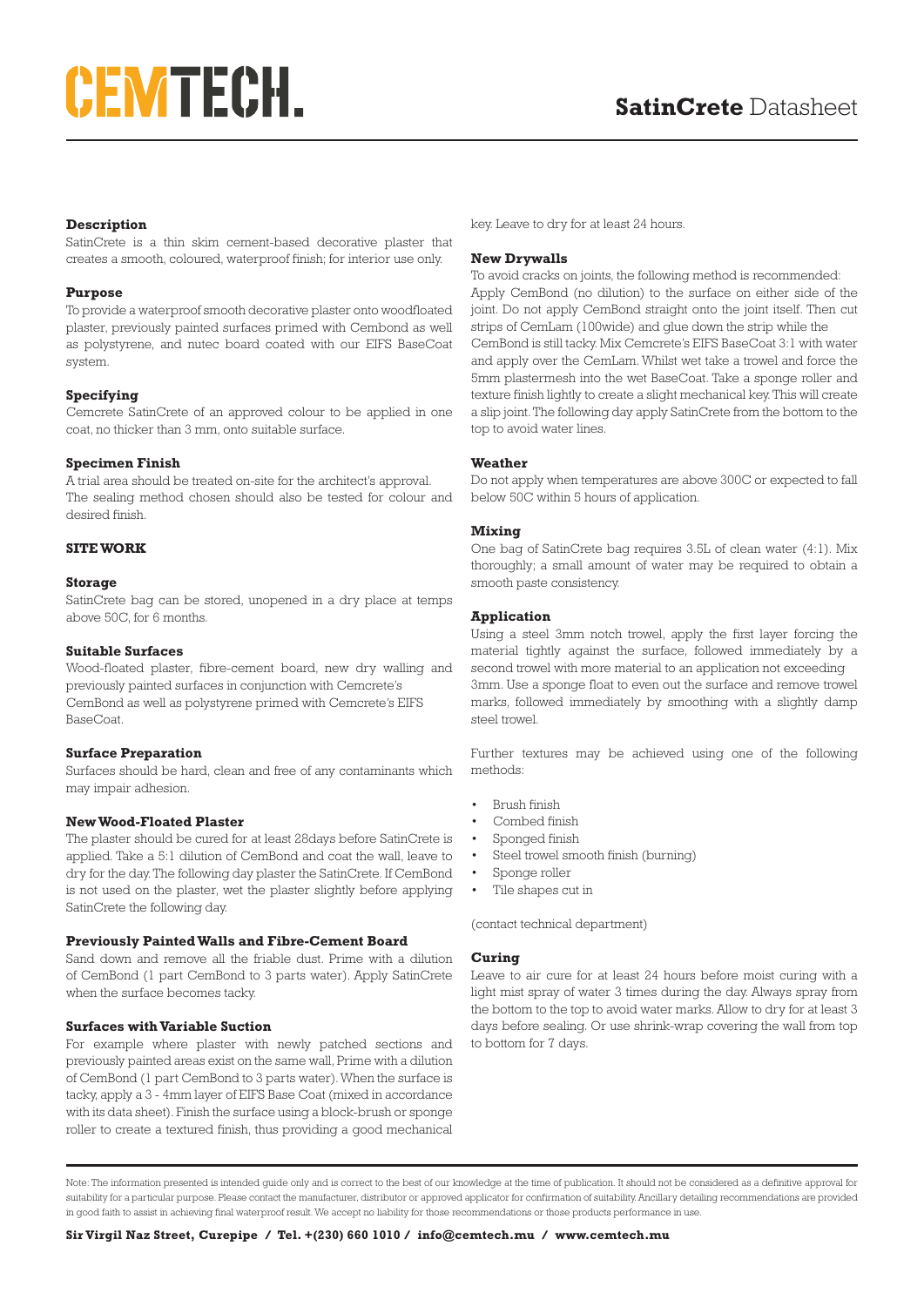# CEMTECH.

## **SatinCrete** Datasheet

### Description

SatinCrete is a thin skim cement-based decorative plaster that creates a smooth, coloured, waterproof finish; for interior use only.

### Purpose

To provide a waterproof smooth decorative plaster onto woodfloated plaster, previously painted surfaces primed with Cembond as well as polystyrene, and nutec board coated with our EIFS BaseCoat system.

### Specifying

Cemcrete SatinCrete of an approved colour to be applied in one coat, no thicker than 3 mm, onto suitable surface.

### Specimen Finish

A trial area should be treated on-site for the architect's approval.
The sealing method chosen should also be tested for colour and desired finish.

### SITE WORK

### Storage

SatinCrete bag can be stored, unopened in a dry place at temps above 50C, for 6 months.

### Suitable Surfaces

Wood-floated plaster, fibre-cement board, new dry walling and previously painted surfaces in conjunction with Cemcrete's CemBond as well as polystyrene primed with Cemcrete's EIFS BaseCoat.

### Surface Preparation

Surfaces should be hard, clean and free of any contaminants which may impair adhesion.

### New Wood-Floated Plaster

The plaster should be cured for at least 28days before SatinCrete is applied. Take a 5:1 dilution of CemBond and coat the wall, leave to dry for the day. The following day plaster the SatinCrete. If CemBond is not used on the plaster, wet the plaster slightly before applying SatinCrete the following day.

### Previously Painted Walls and Fibre-Cement Board

Sand down and remove all the friable dust. Prime with a dilution of CemBond (1 part CemBond to 3 parts water). Apply SatinCrete when the surface becomes tacky.

### Surfaces with Variable Suction

For example where plaster with newly patched sections and previously painted areas exist on the same wall, Prime with a dilution of CemBond (1 part CemBond to 3 parts water). When the surface is tacky, apply a 3 - 4mm layer of EIFS Base Coat (mixed in accordance with its data sheet). Finish the surface using a block-brush or sponge roller to create a textured finish, thus providing a good mechanical key. Leave to dry for at least 24 hours.

### New Drywalls

To avoid cracks on joints, the following method is recommended: Apply CemBond (no dilution) to the surface on either side of the joint. Do not apply CemBond straight onto the joint itself. Then cut strips of CemLam (100wide) and glue down the strip while the CemBond is still tacky. Mix Cemcrete's EIFS BaseCoat 3:1 with water and apply over the CemLam. Whilst wet take a trowel and force the 5mm plastermesh into the wet BaseCoat. Take a sponge roller and texture finish lightly to create a slight mechanical key. This will create a slip joint. The following day apply SatinCrete from the bottom to the top to avoid water lines.

### Weather

Do not apply when temperatures are above 300C or expected to fall below 50C within 5 hours of application.

### Mixing

One bag of SatinCrete bag requires 3.5L of clean water (4:1). Mix thoroughly; a small amount of water may be required to obtain a smooth paste consistency.

### Application

Using a steel 3mm notch trowel, apply the first layer forcing the material tightly against the surface, followed immediately by a second trowel with more material to an application not exceeding 3mm. Use a sponge float to even out the surface and remove trowel marks, followed immediately by smoothing with a slightly damp steel trowel.

Further textures may be achieved using one of the following methods:

- Brush finish
- Combed finish
- Sponged finish
- Steel trowel smooth finish (burning)
- Sponge roller
- Tile shapes cut in

(contact technical department)

### Curing

Leave to air cure for at least 24 hours before moist curing with a light mist spray of water 3 times during the day. Always spray from the bottom to the top to avoid water marks. Allow to dry for at least 3 days before sealing. Or use shrink-wrap covering the wall from top to bottom for 7 days.

---

Note: The information presented is intended guide only and is correct to the best of our knowledge at the time of publication. It should not be considered as a definitive approval for suitability for a particular purpose. Please contact the manufacturer, distributor or approved applicator for confirmation of suitability. Ancillary detailing recommendations are provided in good faith to assist in achieving final waterproof result. We accept no liability for those recommendations or those products performance in use.

**Sir Virgil Naz Street, Curepipe / Tel. +(230) 660 1010 / info@cemtech.mu / www.cemtech.mu**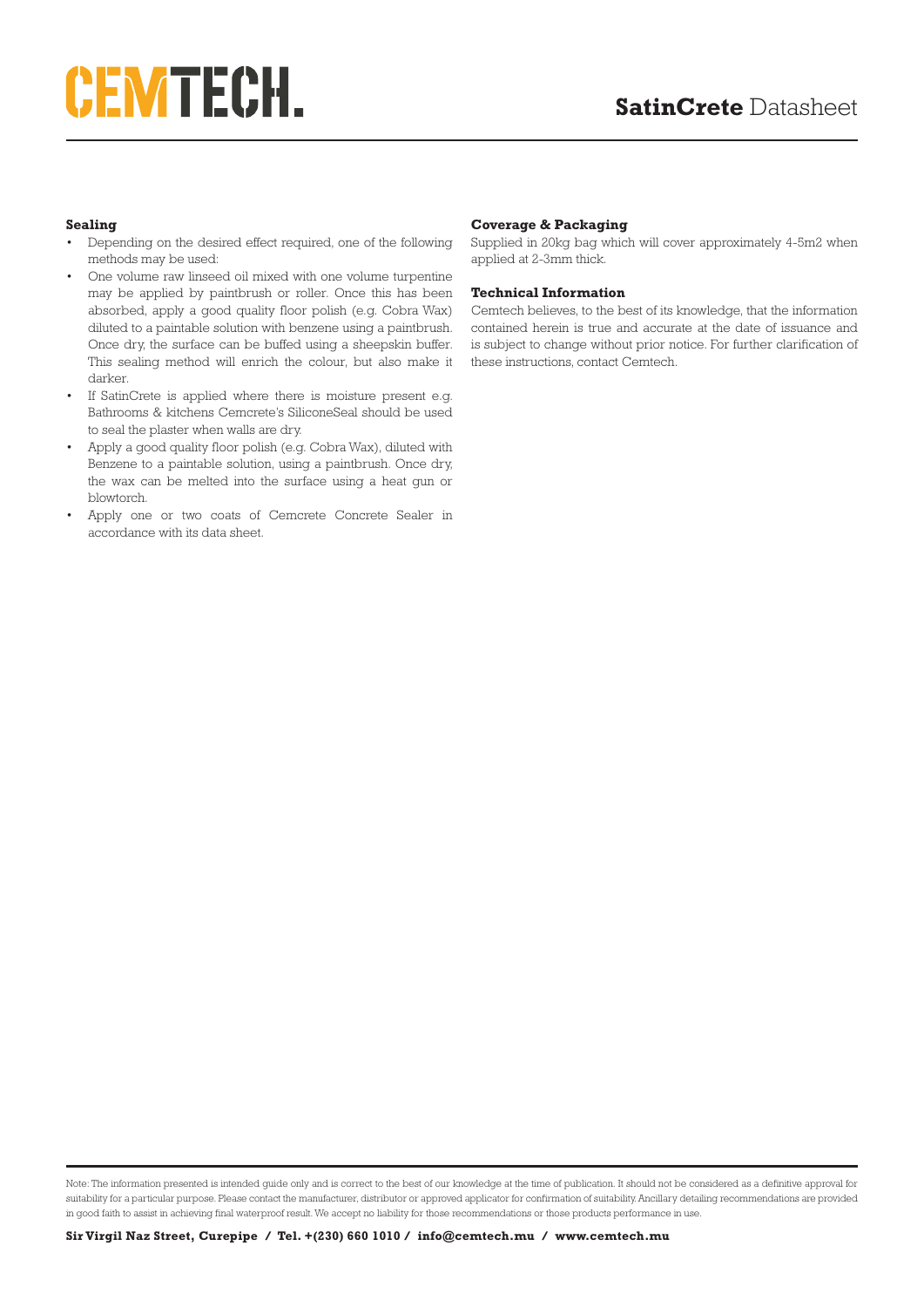### Sealing

- Depending on the desired effect required, one of the following methods may be used:
- One volume raw linseed oil mixed with one volume turpentine may be applied by paintbrush or roller. Once this has been absorbed, apply a good quality floor polish (e.g. Cobra Wax) diluted to a paintable solution with benzene using a paintbrush. Once dry, the surface can be buffed using a sheepskin buffer. This sealing method will enrich the colour, but also make it darker.
- If SatinCrete is applied where there is moisture present e.g. Bathrooms & kitchens Cemcrete's SiliconeSeal should be used to seal the plaster when walls are dry.
- Apply a good quality floor polish (e.g. Cobra Wax), diluted with Benzene to a paintable solution, using a paintbrush. Once dry, the wax can be melted into the surface using a heat gun or blowtorch.
- Apply one or two coats of Cemcrete Concrete Sealer in accordance with its data sheet.

### Coverage & Packaging

Supplied in 20kg bag which will cover approximately 4-5m2 when applied at 2-3mm thick.

### Technical Information

Cemtech believes, to the best of its knowledge, that the information contained herein is true and accurate at the date of issuance and is subject to change without prior notice. For further clarification of these instructions, contact Cemtech.

Note: The information presented is intended guide only and is correct to the best of our knowledge at the time of publication. It should not be considered as a definitive approval for suitability for a particular purpose. Please contact the manufacturer, distributor or approved applicator for confirmation of suitability. Ancillary detailing recommendations are provided in good faith to assist in achieving final waterproof result. We accept no liability for those recommendations or those products performance in use.

**Sir Virgil Naz Street, Curepipe / Tel. +(230) 660 1010 / info@cemtech.mu / www.cemtech.mu**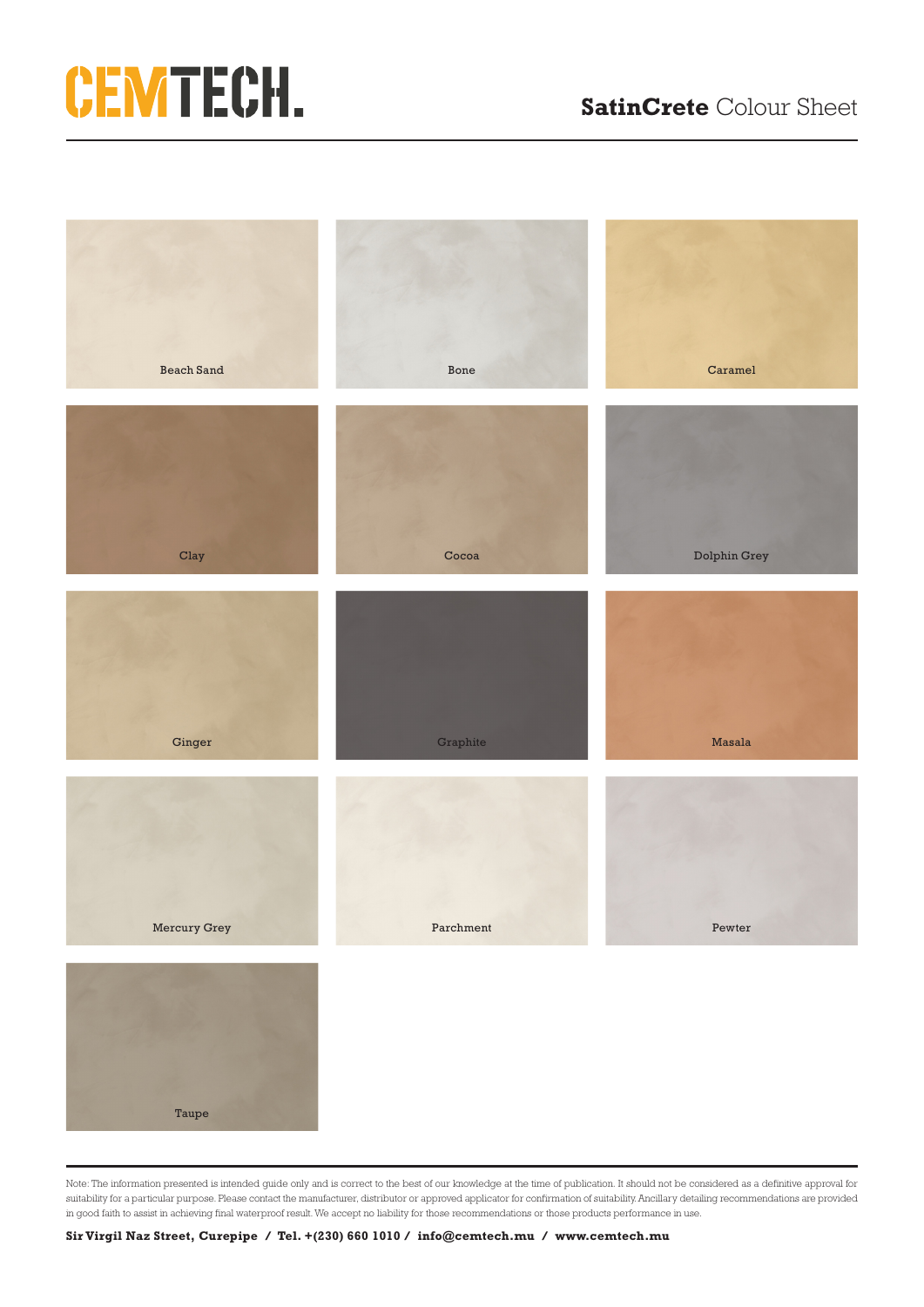CEMTECH.

# **SatinCrete** Colour Sheet

Beach Sand

Bone

Caramel

Clay

Cocoa

Dolphin Grey

Ginger

Graphite

Masala

Mercury Grey

Parchment

Pewter

Taupe

Note: The information presented is intended guide only and is correct to the best of our knowledge at the time of publication. It should not be considered as a definitive approval for suitability for a particular purpose. Please contact the manufacturer, distributor or approved applicator for confirmation of suitability. Ancillary detailing recommendations are provided in good faith to assist in achieving final waterproof result. We accept no liability for those recommendations or those products performance in use.

**Sir Virgil Naz Street, Curepipe / Tel. +(230) 660 1010 / info@cemtech.mu / www.cemtech.mu**